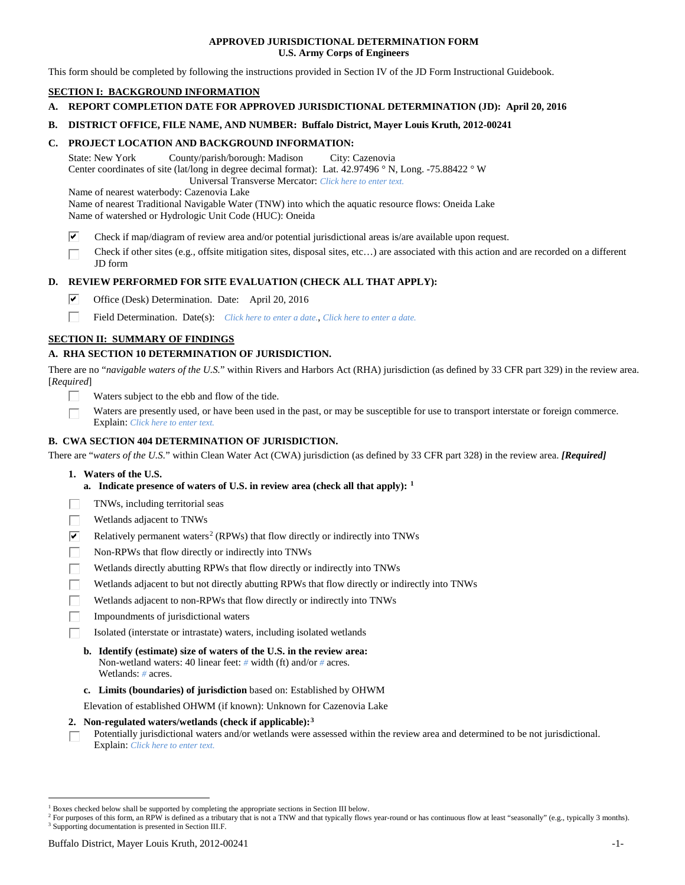**APPROVED JURISDICTIONAL DETERMINATION FORM**
**U.S. Army Corps of Engineers**

This form should be completed by following the instructions provided in Section IV of the JD Form Instructional Guidebook.

## SECTION I: BACKGROUND INFORMATION

**A. REPORT COMPLETION DATE FOR APPROVED JURISDICTIONAL DETERMINATION (JD): April 20, 2016**

**B. DISTRICT OFFICE, FILE NAME, AND NUMBER: Buffalo District, Mayer Louis Kruth, 2012-00241**

**C. PROJECT LOCATION AND BACKGROUND INFORMATION:**

State: New York County/parish/borough: Madison City: Cazenovia
Center coordinates of site (lat/long in degree decimal format): Lat. 42.97496 ° N, Long. -75.88422 ° W
Universal Transverse Mercator: *Click here to enter text.*
Name of nearest waterbody: Cazenovia Lake
Name of nearest Traditional Navigable Water (TNW) into which the aquatic resource flows: Oneida Lake
Name of watershed or Hydrologic Unit Code (HUC): Oneida

- ☑ Check if map/diagram of review area and/or potential jurisdictional areas is/are available upon request.
- ☐ Check if other sites (e.g., offsite mitigation sites, disposal sites, etc…) are associated with this action and are recorded on a different JD form

**D. REVIEW PERFORMED FOR SITE EVALUATION (CHECK ALL THAT APPLY):**

- ☑ Office (Desk) Determination. Date: April 20, 2016
- ☐ Field Determination. Date(s): *Click here to enter a date.*, *Click here to enter a date.*

## SECTION II: SUMMARY OF FINDINGS

**A. RHA SECTION 10 DETERMINATION OF JURISDICTION.**

There are no "*navigable waters of the U.S.*" within Rivers and Harbors Act (RHA) jurisdiction (as defined by 33 CFR part 329) in the review area. [*Required*]

- ☐ Waters subject to the ebb and flow of the tide.
- ☐ Waters are presently used, or have been used in the past, or may be susceptible for use to transport interstate or foreign commerce. Explain: *Click here to enter text.*

**B. CWA SECTION 404 DETERMINATION OF JURISDICTION.**

There are "*waters of the U.S.*" within Clean Water Act (CWA) jurisdiction (as defined by 33 CFR part 328) in the review area. ***[Required]***

**1. Waters of the U.S.**

**a. Indicate presence of waters of U.S. in review area (check all that apply):** [1]

- ☐ TNWs, including territorial seas
- ☐ Wetlands adjacent to TNWs
- ☑ Relatively permanent waters[2] (RPWs) that flow directly or indirectly into TNWs
- ☐ Non-RPWs that flow directly or indirectly into TNWs
- ☐ Wetlands directly abutting RPWs that flow directly or indirectly into TNWs
- ☐ Wetlands adjacent to but not directly abutting RPWs that flow directly or indirectly into TNWs
- ☐ Wetlands adjacent to non-RPWs that flow directly or indirectly into TNWs
- ☐ Impoundments of jurisdictional waters
- ☐ Isolated (interstate or intrastate) waters, including isolated wetlands

**b. Identify (estimate) size of waters of the U.S. in the review area:**
Non-wetland waters: 40 linear feet: # width (ft) and/or # acres.
Wetlands: # acres.

**c. Limits (boundaries) of jurisdiction** based on: Established by OHWM

Elevation of established OHWM (if known): Unknown for Cazenovia Lake

**2. Non-regulated waters/wetlands (check if applicable):**[3]

- ☐ Potentially jurisdictional waters and/or wetlands were assessed within the review area and determined to be not jurisdictional. Explain: *Click here to enter text.*

---

[1] Boxes checked below shall be supported by completing the appropriate sections in Section III below.
[2] For purposes of this form, an RPW is defined as a tributary that is not a TNW and that typically flows year-round or has continuous flow at least "seasonally" (e.g., typically 3 months).
[3] Supporting documentation is presented in Section III.F.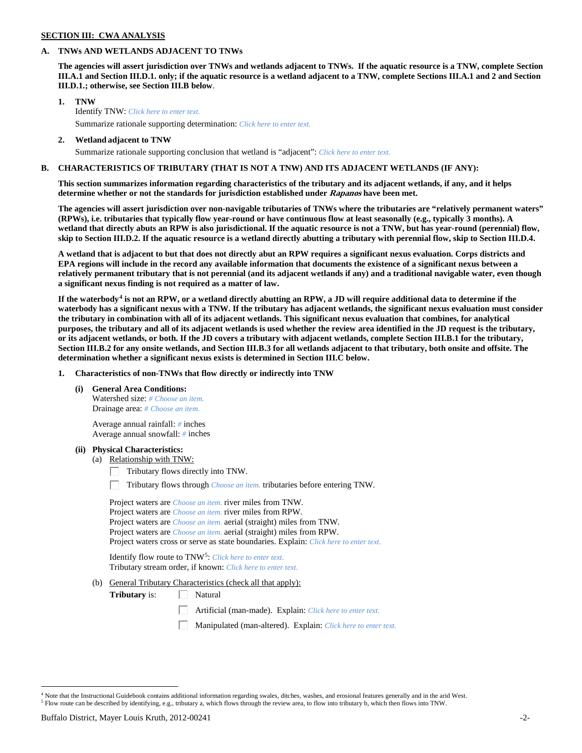**SECTION III: CWA ANALYSIS**

**A. TNWs AND WETLANDS ADJACENT TO TNWs**

**The agencies will assert jurisdiction over TNWs and wetlands adjacent to TNWs. If the aquatic resource is a TNW, complete Section III.A.1 and Section III.D.1. only; if the aquatic resource is a wetland adjacent to a TNW, complete Sections III.A.1 and 2 and Section III.D.1.; otherwise, see Section III.B below**.

**1. TNW**

Identify TNW: *Click here to enter text.*

Summarize rationale supporting determination: *Click here to enter text.*

**2. Wetland adjacent to TNW**

Summarize rationale supporting conclusion that wetland is "adjacent": *Click here to enter text.*

**B. CHARACTERISTICS OF TRIBUTARY (THAT IS NOT A TNW) AND ITS ADJACENT WETLANDS (IF ANY):**

**This section summarizes information regarding characteristics of the tributary and its adjacent wetlands, if any, and it helps determine whether or not the standards for jurisdiction established under *Rapanos* have been met.**

**The agencies will assert jurisdiction over non-navigable tributaries of TNWs where the tributaries are "relatively permanent waters" (RPWs), i.e. tributaries that typically flow year-round or have continuous flow at least seasonally (e.g., typically 3 months). A wetland that directly abuts an RPW is also jurisdictional. If the aquatic resource is not a TNW, but has year-round (perennial) flow, skip to Section III.D.2. If the aquatic resource is a wetland directly abutting a tributary with perennial flow, skip to Section III.D.4.**

**A wetland that is adjacent to but that does not directly abut an RPW requires a significant nexus evaluation. Corps districts and EPA regions will include in the record any available information that documents the existence of a significant nexus between a relatively permanent tributary that is not perennial (and its adjacent wetlands if any) and a traditional navigable water, even though a significant nexus finding is not required as a matter of law.**

**If the waterbody[4] is not an RPW, or a wetland directly abutting an RPW, a JD will require additional data to determine if the waterbody has a significant nexus with a TNW. If the tributary has adjacent wetlands, the significant nexus evaluation must consider the tributary in combination with all of its adjacent wetlands. This significant nexus evaluation that combines, for analytical purposes, the tributary and all of its adjacent wetlands is used whether the review area identified in the JD request is the tributary, or its adjacent wetlands, or both. If the JD covers a tributary with adjacent wetlands, complete Section III.B.1 for the tributary, Section III.B.2 for any onsite wetlands, and Section III.B.3 for all wetlands adjacent to that tributary, both onsite and offsite. The determination whether a significant nexus exists is determined in Section III.C below.**

**1. Characteristics of non-TNWs that flow directly or indirectly into TNW**

**(i) General Area Conditions:**

Watershed size: *# Choose an item.*
Drainage area: *# Choose an item.*

Average annual rainfall: *#* inches
Average annual snowfall: *#* inches

**(ii) Physical Characteristics:**

(a) Relationship with TNW:

☐ Tributary flows directly into TNW.

☐ Tributary flows through *Choose an item.* tributaries before entering TNW.

Project waters are *Choose an item.* river miles from TNW.
Project waters are *Choose an item.* river miles from RPW.
Project waters are *Choose an item.* aerial (straight) miles from TNW.
Project waters are *Choose an item.* aerial (straight) miles from RPW.
Project waters cross or serve as state boundaries. Explain: *Click here to enter text.*

Identify flow route to TNW[5]: *Click here to enter text.*
Tributary stream order, if known: *Click here to enter text.*

(b) General Tributary Characteristics (check all that apply):

**Tributary** is: ☐ Natural

☐ Artificial (man-made). Explain: *Click here to enter text.*

☐ Manipulated (man-altered). Explain: *Click here to enter text.*

---

[4] Note that the Instructional Guidebook contains additional information regarding swales, ditches, washes, and erosional features generally and in the arid West.

[5] Flow route can be described by identifying, e.g., tributary a, which flows through the review area, to flow into tributary b, which then flows into TNW.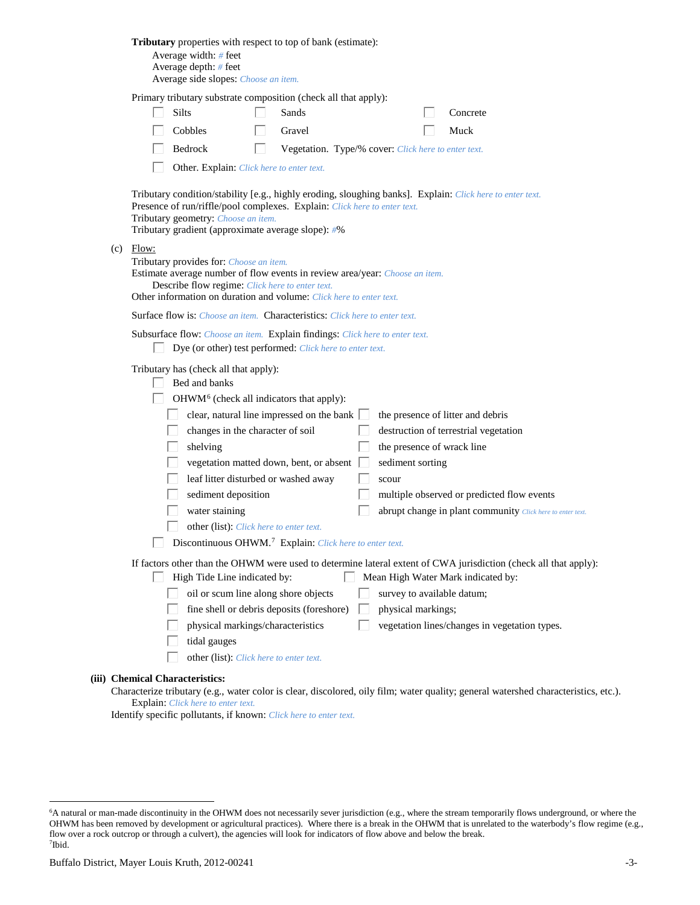**Tributary** properties with respect to top of bank (estimate):

Average width: # feet
Average depth: # feet
Average side slopes: Choose an item.

Primary tributary substrate composition (check all that apply):

- ☐ Silts
- ☐ Sands
- ☐ Concrete
- ☐ Cobbles
- ☐ Gravel
- ☐ Muck
- ☐ Bedrock
- ☐ Vegetation. Type/% cover: Click here to enter text.
- ☐ Other. Explain: Click here to enter text.

Tributary condition/stability [e.g., highly eroding, sloughing banks]. Explain: Click here to enter text.
Presence of run/riffle/pool complexes. Explain: Click here to enter text.
Tributary geometry: Choose an item.
Tributary gradient (approximate average slope): #%

(c) Flow:

Tributary provides for: Choose an item.
Estimate average number of flow events in review area/year: Choose an item.
Describe flow regime: Click here to enter text.
Other information on duration and volume: Click here to enter text.

Surface flow is: Choose an item. Characteristics: Click here to enter text.

Subsurface flow: Choose an item. Explain findings: Click here to enter text.

- ☐ Dye (or other) test performed: Click here to enter text.

Tributary has (check all that apply):

- ☐ Bed and banks
- ☐ OHWM[6] (check all indicators that apply):
  - ☐ clear, natural line impressed on the bank
  - ☐ the presence of litter and debris
  - ☐ changes in the character of soil
  - ☐ destruction of terrestrial vegetation
  - ☐ shelving
  - ☐ the presence of wrack line
  - ☐ vegetation matted down, bent, or absent
  - ☐ sediment sorting
  - ☐ leaf litter disturbed or washed away
  - ☐ scour
  - ☐ sediment deposition
  - ☐ multiple observed or predicted flow events
  - ☐ water staining
  - ☐ abrupt change in plant community Click here to enter text.
  - ☐ other (list): Click here to enter text.
- ☐ Discontinuous OHWM.[7] Explain: Click here to enter text.

If factors other than the OHWM were used to determine lateral extent of CWA jurisdiction (check all that apply):

- ☐ High Tide Line indicated by:
  - ☐ oil or scum line along shore objects
  - ☐ fine shell or debris deposits (foreshore)
  - ☐ physical markings/characteristics
  - ☐ tidal gauges
  - ☐ other (list): Click here to enter text.
- ☐ Mean High Water Mark indicated by:
  - ☐ survey to available datum;
  - ☐ physical markings;
  - ☐ vegetation lines/changes in vegetation types.

**(iii) Chemical Characteristics:**

Characterize tributary (e.g., water color is clear, discolored, oily film; water quality; general watershed characteristics, etc.).
Explain: Click here to enter text.
Identify specific pollutants, if known: Click here to enter text.

---

[6]A natural or man-made discontinuity in the OHWM does not necessarily sever jurisdiction (e.g., where the stream temporarily flows underground, or where the OHWM has been removed by development or agricultural practices). Where there is a break in the OHWM that is unrelated to the waterbody's flow regime (e.g., flow over a rock outcrop or through a culvert), the agencies will look for indicators of flow above and below the break.
[7]Ibid.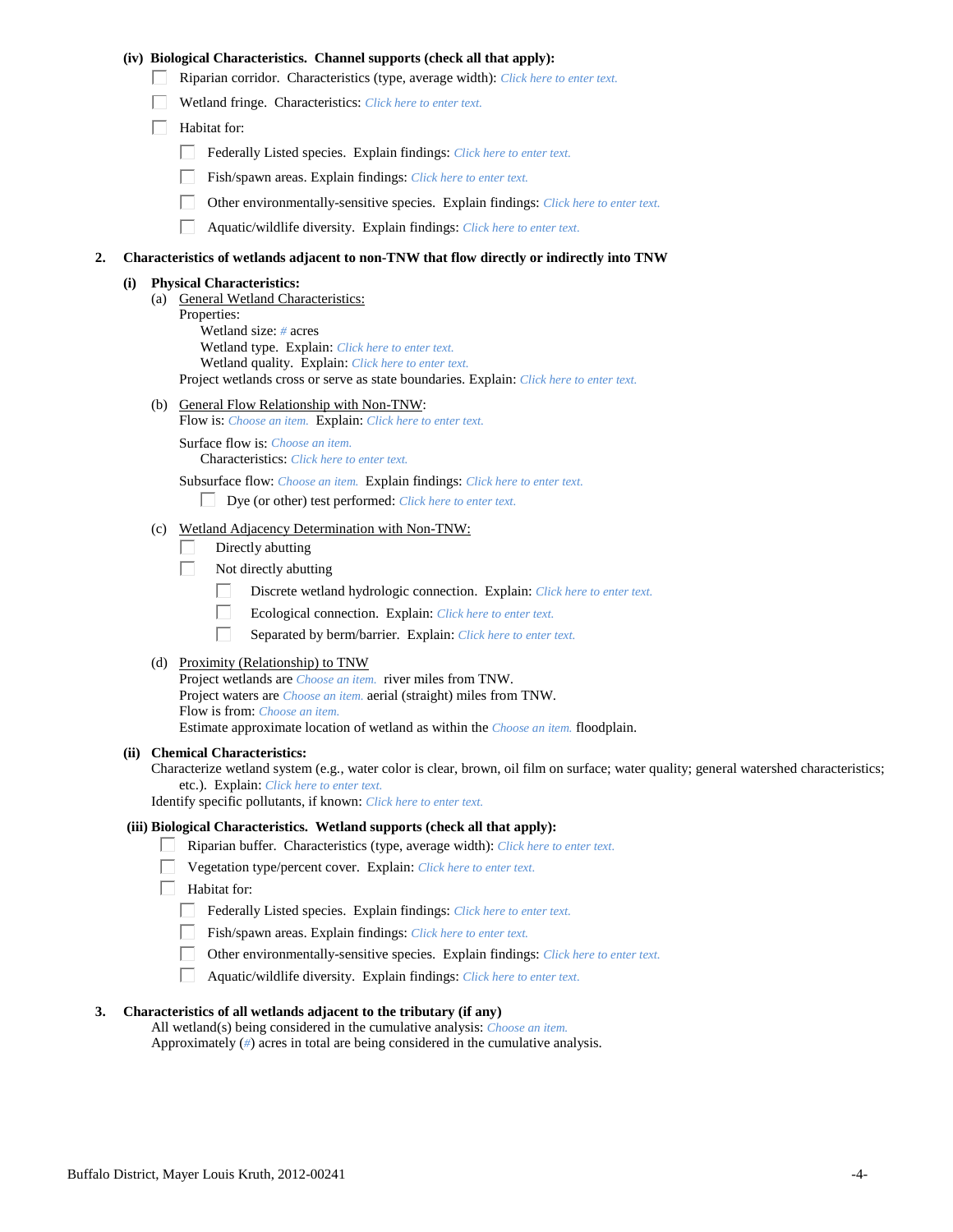**(iv) Biological Characteristics. Channel supports (check all that apply):**

- ☐ Riparian corridor. Characteristics (type, average width): *Click here to enter text.*
- ☐ Wetland fringe. Characteristics: *Click here to enter text.*
- ☐ Habitat for:
  - ☐ Federally Listed species. Explain findings: *Click here to enter text.*
  - ☐ Fish/spawn areas. Explain findings: *Click here to enter text.*
  - ☐ Other environmentally-sensitive species. Explain findings: *Click here to enter text.*
  - ☐ Aquatic/wildlife diversity. Explain findings: *Click here to enter text.*

**2. Characteristics of wetlands adjacent to non-TNW that flow directly or indirectly into TNW**

**(i) Physical Characteristics:**

(a) General Wetland Characteristics:

Properties:

Wetland size: *#* acres

Wetland type. Explain: *Click here to enter text.*

Wetland quality. Explain: *Click here to enter text.*

Project wetlands cross or serve as state boundaries. Explain: *Click here to enter text.*

(b) General Flow Relationship with Non-TNW:

Flow is: *Choose an item.* Explain: *Click here to enter text.*

Surface flow is: *Choose an item.*

Characteristics: *Click here to enter text.*

Subsurface flow: *Choose an item.* Explain findings: *Click here to enter text.*

- ☐ Dye (or other) test performed: *Click here to enter text.*

(c) Wetland Adjacency Determination with Non-TNW:

- ☐ Directly abutting
- ☐ Not directly abutting
  - ☐ Discrete wetland hydrologic connection. Explain: *Click here to enter text.*
  - ☐ Ecological connection. Explain: *Click here to enter text.*
  - ☐ Separated by berm/barrier. Explain: *Click here to enter text.*

(d) Proximity (Relationship) to TNW

Project wetlands are *Choose an item.* river miles from TNW.

Project waters are *Choose an item.* aerial (straight) miles from TNW.

Flow is from: *Choose an item.*

Estimate approximate location of wetland as within the *Choose an item.* floodplain.

**(ii) Chemical Characteristics:**

Characterize wetland system (e.g., water color is clear, brown, oil film on surface; water quality; general watershed characteristics; etc.). Explain: *Click here to enter text.*

Identify specific pollutants, if known: *Click here to enter text.*

**(iii) Biological Characteristics. Wetland supports (check all that apply):**

- ☐ Riparian buffer. Characteristics (type, average width): *Click here to enter text.*
- ☐ Vegetation type/percent cover. Explain: *Click here to enter text.*
- ☐ Habitat for:
  - ☐ Federally Listed species. Explain findings: *Click here to enter text.*
  - ☐ Fish/spawn areas. Explain findings: *Click here to enter text.*
  - ☐ Other environmentally-sensitive species. Explain findings: *Click here to enter text.*
  - ☐ Aquatic/wildlife diversity. Explain findings: *Click here to enter text.*

**3. Characteristics of all wetlands adjacent to the tributary (if any)**

All wetland(s) being considered in the cumulative analysis: *Choose an item.*

Approximately (*#*) acres in total are being considered in the cumulative analysis.

Buffalo District, Mayer Louis Kruth, 2012-00241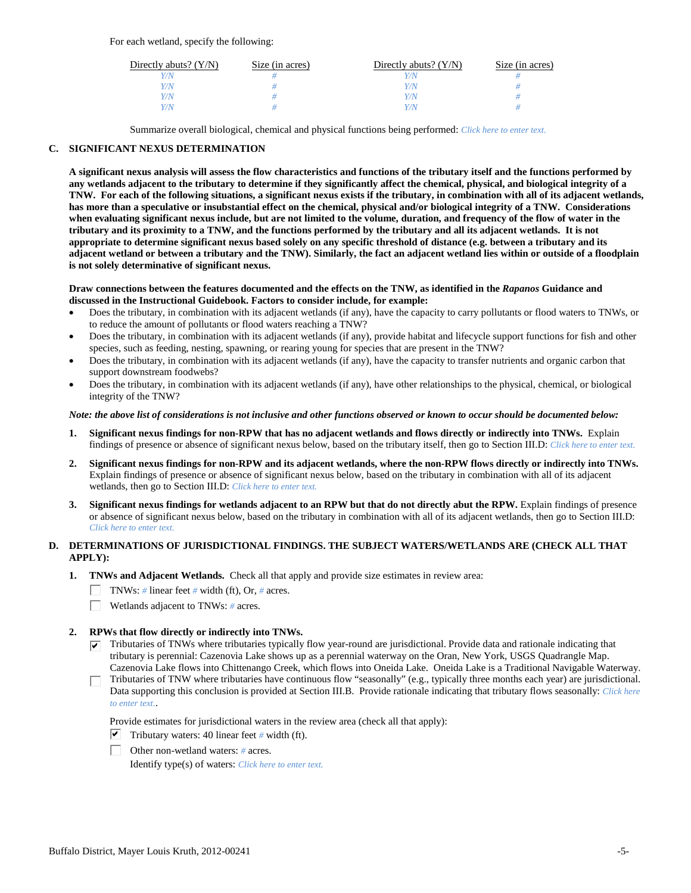For each wetland, specify the following:

| Directly abuts? (Y/N) | Size (in acres) | Directly abuts? (Y/N) | Size (in acres) |
|---|---|---|---|
| *Y/N* | *#* | *Y/N* | *#* |
| *Y/N* | *#* | *Y/N* | *#* |
| *Y/N* | *#* | *Y/N* | *#* |
| *Y/N* | *#* | *Y/N* | *#* |

Summarize overall biological, chemical and physical functions being performed: *Click here to enter text.*

## C. SIGNIFICANT NEXUS DETERMINATION

**A significant nexus analysis will assess the flow characteristics and functions of the tributary itself and the functions performed by any wetlands adjacent to the tributary to determine if they significantly affect the chemical, physical, and biological integrity of a TNW. For each of the following situations, a significant nexus exists if the tributary, in combination with all of its adjacent wetlands, has more than a speculative or insubstantial effect on the chemical, physical and/or biological integrity of a TNW. Considerations when evaluating significant nexus include, but are not limited to the volume, duration, and frequency of the flow of water in the tributary and its proximity to a TNW, and the functions performed by the tributary and all its adjacent wetlands. It is not appropriate to determine significant nexus based solely on any specific threshold of distance (e.g. between a tributary and its adjacent wetland or between a tributary and the TNW). Similarly, the fact an adjacent wetland lies within or outside of a floodplain is not solely determinative of significant nexus.**

**Draw connections between the features documented and the effects on the TNW, as identified in the *Rapanos* Guidance and discussed in the Instructional Guidebook. Factors to consider include, for example:**

- Does the tributary, in combination with its adjacent wetlands (if any), have the capacity to carry pollutants or flood waters to TNWs, or to reduce the amount of pollutants or flood waters reaching a TNW?
- Does the tributary, in combination with its adjacent wetlands (if any), provide habitat and lifecycle support functions for fish and other species, such as feeding, nesting, spawning, or rearing young for species that are present in the TNW?
- Does the tributary, in combination with its adjacent wetlands (if any), have the capacity to transfer nutrients and organic carbon that support downstream foodwebs?
- Does the tributary, in combination with its adjacent wetlands (if any), have other relationships to the physical, chemical, or biological integrity of the TNW?

***Note: the above list of considerations is not inclusive and other functions observed or known to occur should be documented below:***

1. **Significant nexus findings for non-RPW that has no adjacent wetlands and flows directly or indirectly into TNWs.** Explain findings of presence or absence of significant nexus below, based on the tributary itself, then go to Section III.D: *Click here to enter text.*

2. **Significant nexus findings for non-RPW and its adjacent wetlands, where the non-RPW flows directly or indirectly into TNWs.** Explain findings of presence or absence of significant nexus below, based on the tributary in combination with all of its adjacent wetlands, then go to Section III.D: *Click here to enter text.*

3. **Significant nexus findings for wetlands adjacent to an RPW but that do not directly abut the RPW.** Explain findings of presence or absence of significant nexus below, based on the tributary in combination with all of its adjacent wetlands, then go to Section III.D: *Click here to enter text.*

## D. DETERMINATIONS OF JURISDICTIONAL FINDINGS. THE SUBJECT WATERS/WETLANDS ARE (CHECK ALL THAT APPLY):

1. **TNWs and Adjacent Wetlands.** Check all that apply and provide size estimates in review area:
   - ☐ TNWs: *#* linear feet *#* width (ft), Or, *#* acres.
   - ☐ Wetlands adjacent to TNWs: *#* acres.

2. **RPWs that flow directly or indirectly into TNWs.**
   - ☑ Tributaries of TNWs where tributaries typically flow year-round are jurisdictional. Provide data and rationale indicating that tributary is perennial: Cazenovia Lake shows up as a perennial waterway on the Oran, New York, USGS Quadrangle Map. Cazenovia Lake flows into Chittenango Creek, which flows into Oneida Lake. Oneida Lake is a Traditional Navigable Waterway.
   - ☐ Tributaries of TNW where tributaries have continuous flow "seasonally" (e.g., typically three months each year) are jurisdictional. Data supporting this conclusion is provided at Section III.B. Provide rationale indicating that tributary flows seasonally: *Click here to enter text.*.

   Provide estimates for jurisdictional waters in the review area (check all that apply):
   - ☑ Tributary waters: 40 linear feet *#* width (ft).
   - ☐ Other non-wetland waters: *#* acres.

     Identify type(s) of waters: *Click here to enter text.*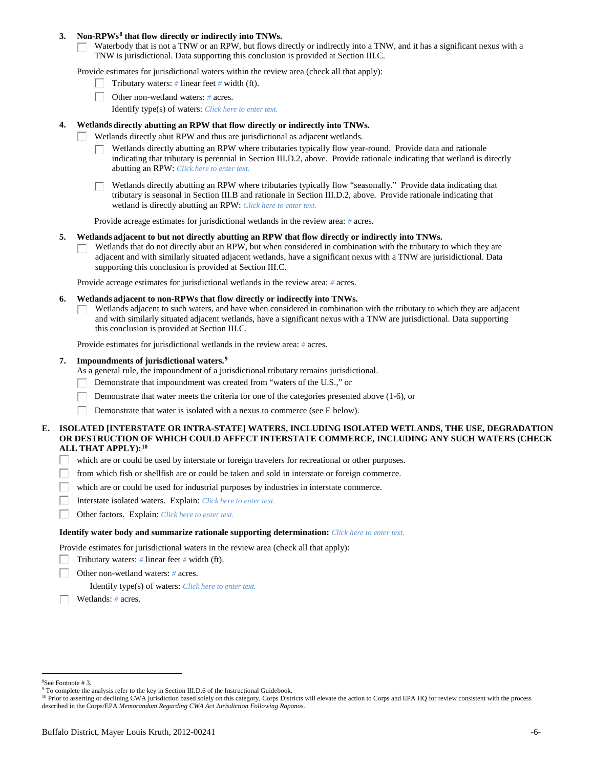3. **Non-RPWs[8] that flow directly or indirectly into TNWs.**
   - ☐ Waterbody that is not a TNW or an RPW, but flows directly or indirectly into a TNW, and it has a significant nexus with a TNW is jurisdictional. Data supporting this conclusion is provided at Section III.C.

   Provide estimates for jurisdictional waters within the review area (check all that apply):
   - ☐ Tributary waters: *#* linear feet *#* width (ft).
   - ☐ Other non-wetland waters: *#* acres.
     Identify type(s) of waters: *Click here to enter text.*

4. **Wetlands directly abutting an RPW that flow directly or indirectly into TNWs.**
   - ☐ Wetlands directly abut RPW and thus are jurisdictional as adjacent wetlands.
     - ☐ Wetlands directly abutting an RPW where tributaries typically flow year-round. Provide data and rationale indicating that tributary is perennial in Section III.D.2, above. Provide rationale indicating that wetland is directly abutting an RPW: *Click here to enter text.*
     - ☐ Wetlands directly abutting an RPW where tributaries typically flow "seasonally." Provide data indicating that tributary is seasonal in Section III.B and rationale in Section III.D.2, above. Provide rationale indicating that wetland is directly abutting an RPW: *Click here to enter text.*

     Provide acreage estimates for jurisdictional wetlands in the review area: *#* acres.

5. **Wetlands adjacent to but not directly abutting an RPW that flow directly or indirectly into TNWs.**
   - ☐ Wetlands that do not directly abut an RPW, but when considered in combination with the tributary to which they are adjacent and with similarly situated adjacent wetlands, have a significant nexus with a TNW are jurisidictional. Data supporting this conclusion is provided at Section III.C.

   Provide acreage estimates for jurisdictional wetlands in the review area: *#* acres.

6. **Wetlands adjacent to non-RPWs that flow directly or indirectly into TNWs.**
   - ☐ Wetlands adjacent to such waters, and have when considered in combination with the tributary to which they are adjacent and with similarly situated adjacent wetlands, have a significant nexus with a TNW are jurisdictional. Data supporting this conclusion is provided at Section III.C.

   Provide estimates for jurisdictional wetlands in the review area: *#* acres.

7. **Impoundments of jurisdictional waters.[9]**
   As a general rule, the impoundment of a jurisdictional tributary remains jurisdictional.
   - ☐ Demonstrate that impoundment was created from "waters of the U.S.," or
   - ☐ Demonstrate that water meets the criteria for one of the categories presented above (1-6), or
   - ☐ Demonstrate that water is isolated with a nexus to commerce (see E below).

**E. ISOLATED [INTERSTATE OR INTRA-STATE] WATERS, INCLUDING ISOLATED WETLANDS, THE USE, DEGRADATION OR DESTRUCTION OF WHICH COULD AFFECT INTERSTATE COMMERCE, INCLUDING ANY SUCH WATERS (CHECK ALL THAT APPLY):[10]**

- ☐ which are or could be used by interstate or foreign travelers for recreational or other purposes.
- ☐ from which fish or shellfish are or could be taken and sold in interstate or foreign commerce.
- ☐ which are or could be used for industrial purposes by industries in interstate commerce.
- ☐ Interstate isolated waters. Explain: *Click here to enter text.*
- ☐ Other factors. Explain: *Click here to enter text.*

**Identify water body and summarize rationale supporting determination:** *Click here to enter text.*

Provide estimates for jurisdictional waters in the review area (check all that apply):
- ☐ Tributary waters: *#* linear feet *#* width (ft).
- ☐ Other non-wetland waters: *#* acres.
  Identify type(s) of waters: *Click here to enter text.*
- ☐ Wetlands: *#* acres.

---

[8]See Footnote # 3.
[9] To complete the analysis refer to the key in Section III.D.6 of the Instructional Guidebook.
[10] Prior to asserting or declining CWA jurisdiction based solely on this category, Corps Districts will elevate the action to Corps and EPA HQ for review consistent with the process described in the Corps/EPA *Memorandum Regarding CWA Act Jurisdiction Following Rapanos.*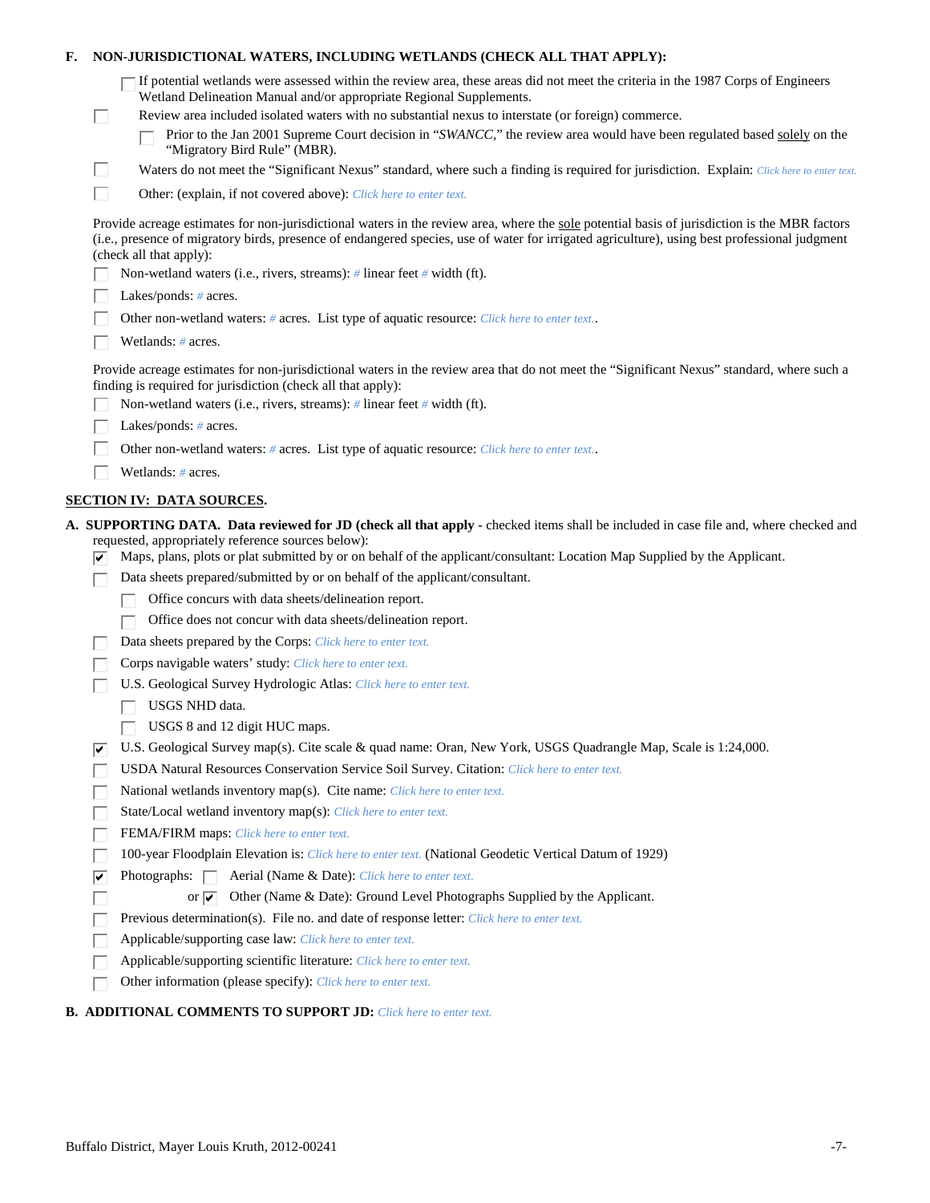**F. NON-JURISDICTIONAL WATERS, INCLUDING WETLANDS (CHECK ALL THAT APPLY):**

☐ If potential wetlands were assessed within the review area, these areas did not meet the criteria in the 1987 Corps of Engineers Wetland Delineation Manual and/or appropriate Regional Supplements.

☐ Review area included isolated waters with no substantial nexus to interstate (or foreign) commerce.

- ☐ Prior to the Jan 2001 Supreme Court decision in "*SWANCC*," the review area would have been regulated based solely on the "Migratory Bird Rule" (MBR).

☐ Waters do not meet the "Significant Nexus" standard, where such a finding is required for jurisdiction. Explain: *Click here to enter text.*

☐ Other: (explain, if not covered above): *Click here to enter text.*

Provide acreage estimates for non-jurisdictional waters in the review area, where the sole potential basis of jurisdiction is the MBR factors (i.e., presence of migratory birds, presence of endangered species, use of water for irrigated agriculture), using best professional judgment (check all that apply):

☐ Non-wetland waters (i.e., rivers, streams): *#* linear feet *#* width (ft).

☐ Lakes/ponds: *#* acres.

☐ Other non-wetland waters: *#* acres. List type of aquatic resource: *Click here to enter text.*.

☐ Wetlands: *#* acres.

Provide acreage estimates for non-jurisdictional waters in the review area that do not meet the "Significant Nexus" standard, where such a finding is required for jurisdiction (check all that apply):

☐ Non-wetland waters (i.e., rivers, streams): *#* linear feet *#* width (ft).

☐ Lakes/ponds: *#* acres.

☐ Other non-wetland waters: *#* acres. List type of aquatic resource: *Click here to enter text.*.

☐ Wetlands: *#* acres.

## SECTION IV: DATA SOURCES.

**A. SUPPORTING DATA. Data reviewed for JD (check all that apply** - checked items shall be included in case file and, where checked and requested, appropriately reference sources below):

☑ Maps, plans, plots or plat submitted by or on behalf of the applicant/consultant: Location Map Supplied by the Applicant.

☐ Data sheets prepared/submitted by or on behalf of the applicant/consultant.

- ☐ Office concurs with data sheets/delineation report.
- ☐ Office does not concur with data sheets/delineation report.

☐ Data sheets prepared by the Corps: *Click here to enter text.*

☐ Corps navigable waters' study: *Click here to enter text.*

☐ U.S. Geological Survey Hydrologic Atlas: *Click here to enter text.*

- ☐ USGS NHD data.
- ☐ USGS 8 and 12 digit HUC maps.

☑ U.S. Geological Survey map(s). Cite scale & quad name: Oran, New York, USGS Quadrangle Map, Scale is 1:24,000.

☐ USDA Natural Resources Conservation Service Soil Survey. Citation: *Click here to enter text.*

☐ National wetlands inventory map(s). Cite name: *Click here to enter text.*

☐ State/Local wetland inventory map(s): *Click here to enter text.*

☐ FEMA/FIRM maps: *Click here to enter text.*

☐ 100-year Floodplain Elevation is: *Click here to enter text.* (National Geodetic Vertical Datum of 1929)

☑ Photographs: ☐ Aerial (Name & Date): *Click here to enter text.*

☐ or ☑ Other (Name & Date): Ground Level Photographs Supplied by the Applicant.

☐ Previous determination(s). File no. and date of response letter: *Click here to enter text.*

☐ Applicable/supporting case law: *Click here to enter text.*

☐ Applicable/supporting scientific literature: *Click here to enter text.*

☐ Other information (please specify): *Click here to enter text.*

**B. ADDITIONAL COMMENTS TO SUPPORT JD:** *Click here to enter text.*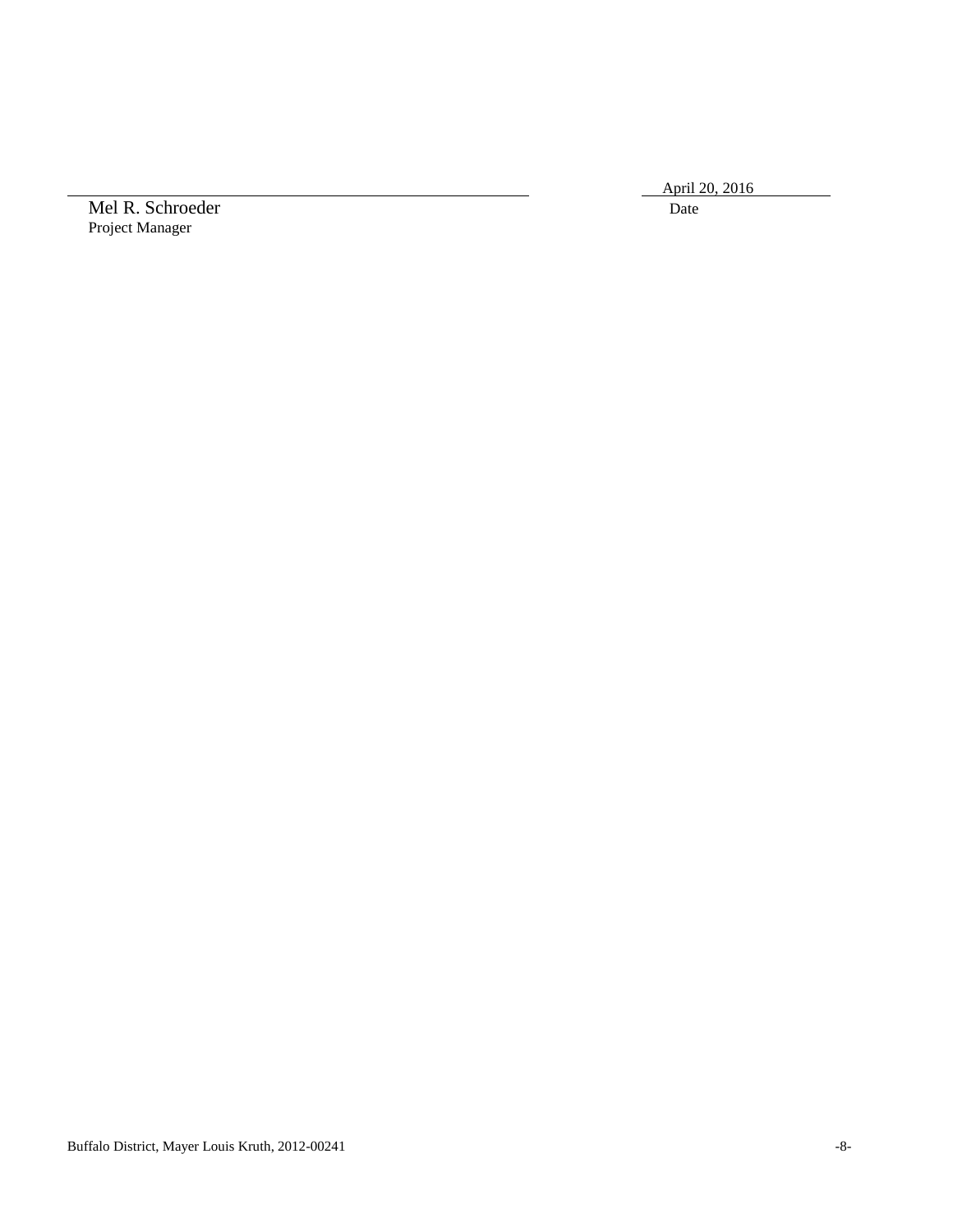Mel R. Schroeder
Project Manager

April 20, 2016
Date